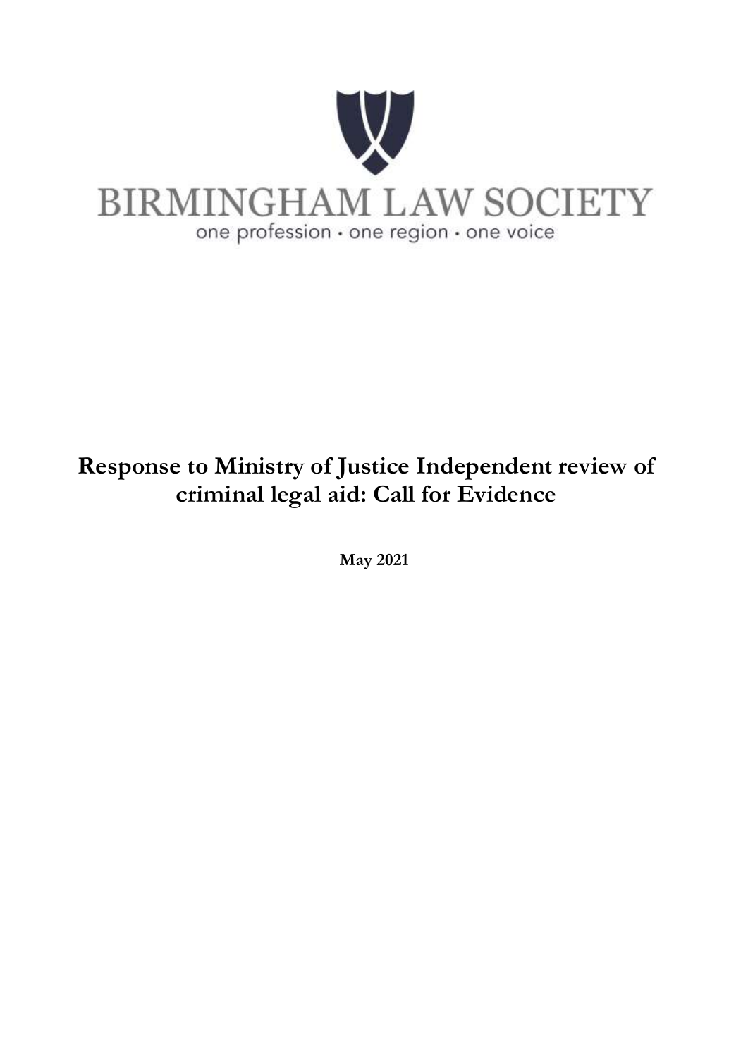BIRMINGHAM LAW SOCIETY

one profession · one region · one voice

# Response to Ministry of Justice Independent review of criminal legal aid: Call for Evidence

**May 2021**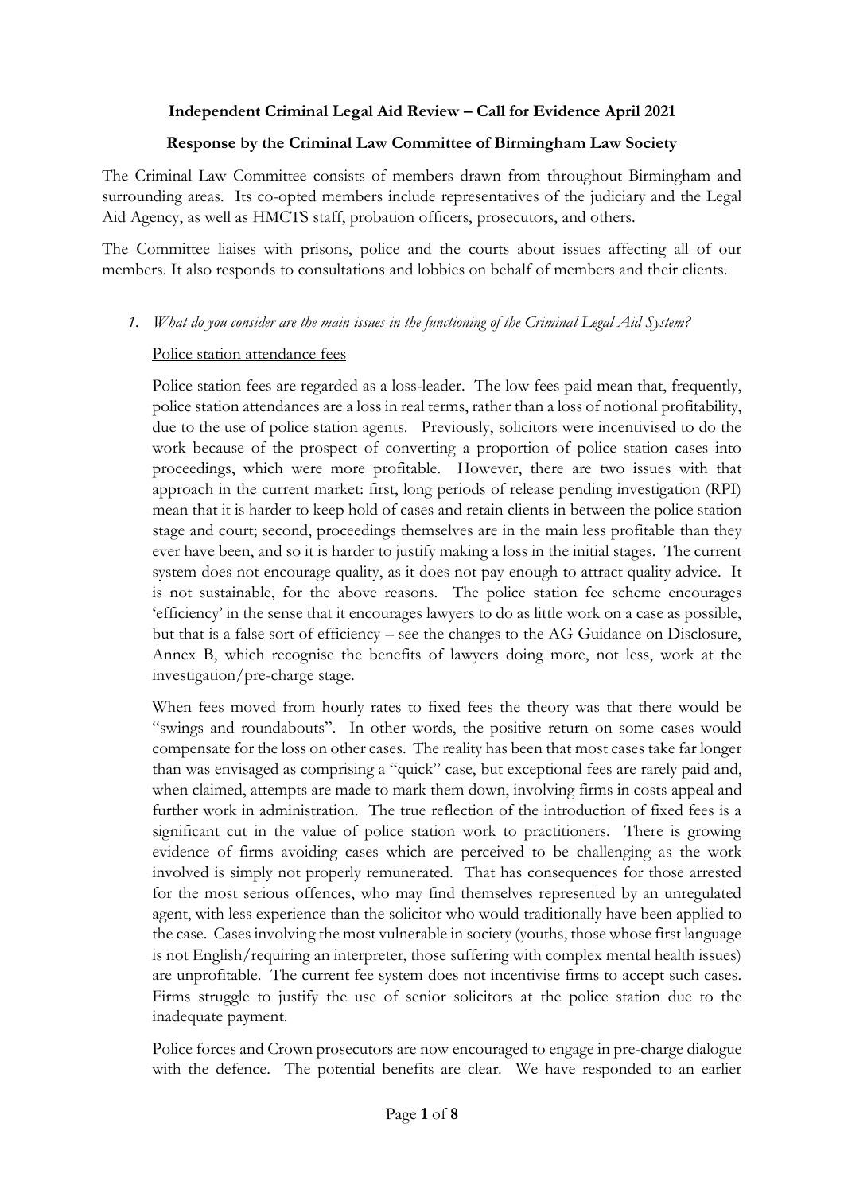**Independent Criminal Legal Aid Review – Call for Evidence April 2021**

**Response by the Criminal Law Committee of Birmingham Law Society**

The Criminal Law Committee consists of members drawn from throughout Birmingham and surrounding areas. Its co-opted members include representatives of the judiciary and the Legal Aid Agency, as well as HMCTS staff, probation officers, prosecutors, and others.

The Committee liaises with prisons, police and the courts about issues affecting all of our members. It also responds to consultations and lobbies on behalf of members and their clients.

1. *What do you consider are the main issues in the functioning of the Criminal Legal Aid System?*

   Police station attendance fees

   Police station fees are regarded as a loss-leader. The low fees paid mean that, frequently, police station attendances are a loss in real terms, rather than a loss of notional profitability, due to the use of police station agents. Previously, solicitors were incentivised to do the work because of the prospect of converting a proportion of police station cases into proceedings, which were more profitable. However, there are two issues with that approach in the current market: first, long periods of release pending investigation (RPI) mean that it is harder to keep hold of cases and retain clients in between the police station stage and court; second, proceedings themselves are in the main less profitable than they ever have been, and so it is harder to justify making a loss in the initial stages. The current system does not encourage quality, as it does not pay enough to attract quality advice. It is not sustainable, for the above reasons. The police station fee scheme encourages 'efficiency' in the sense that it encourages lawyers to do as little work on a case as possible, but that is a false sort of efficiency – see the changes to the AG Guidance on Disclosure, Annex B, which recognise the benefits of lawyers doing more, not less, work at the investigation/pre-charge stage.

   When fees moved from hourly rates to fixed fees the theory was that there would be "swings and roundabouts". In other words, the positive return on some cases would compensate for the loss on other cases. The reality has been that most cases take far longer than was envisaged as comprising a "quick" case, but exceptional fees are rarely paid and, when claimed, attempts are made to mark them down, involving firms in costs appeal and further work in administration. The true reflection of the introduction of fixed fees is a significant cut in the value of police station work to practitioners. There is growing evidence of firms avoiding cases which are perceived to be challenging as the work involved is simply not properly remunerated. That has consequences for those arrested for the most serious offences, who may find themselves represented by an unregulated agent, with less experience than the solicitor who would traditionally have been applied to the case. Cases involving the most vulnerable in society (youths, those whose first language is not English/requiring an interpreter, those suffering with complex mental health issues) are unprofitable. The current fee system does not incentivise firms to accept such cases. Firms struggle to justify the use of senior solicitors at the police station due to the inadequate payment.

   Police forces and Crown prosecutors are now encouraged to engage in pre-charge dialogue with the defence. The potential benefits are clear. We have responded to an earlier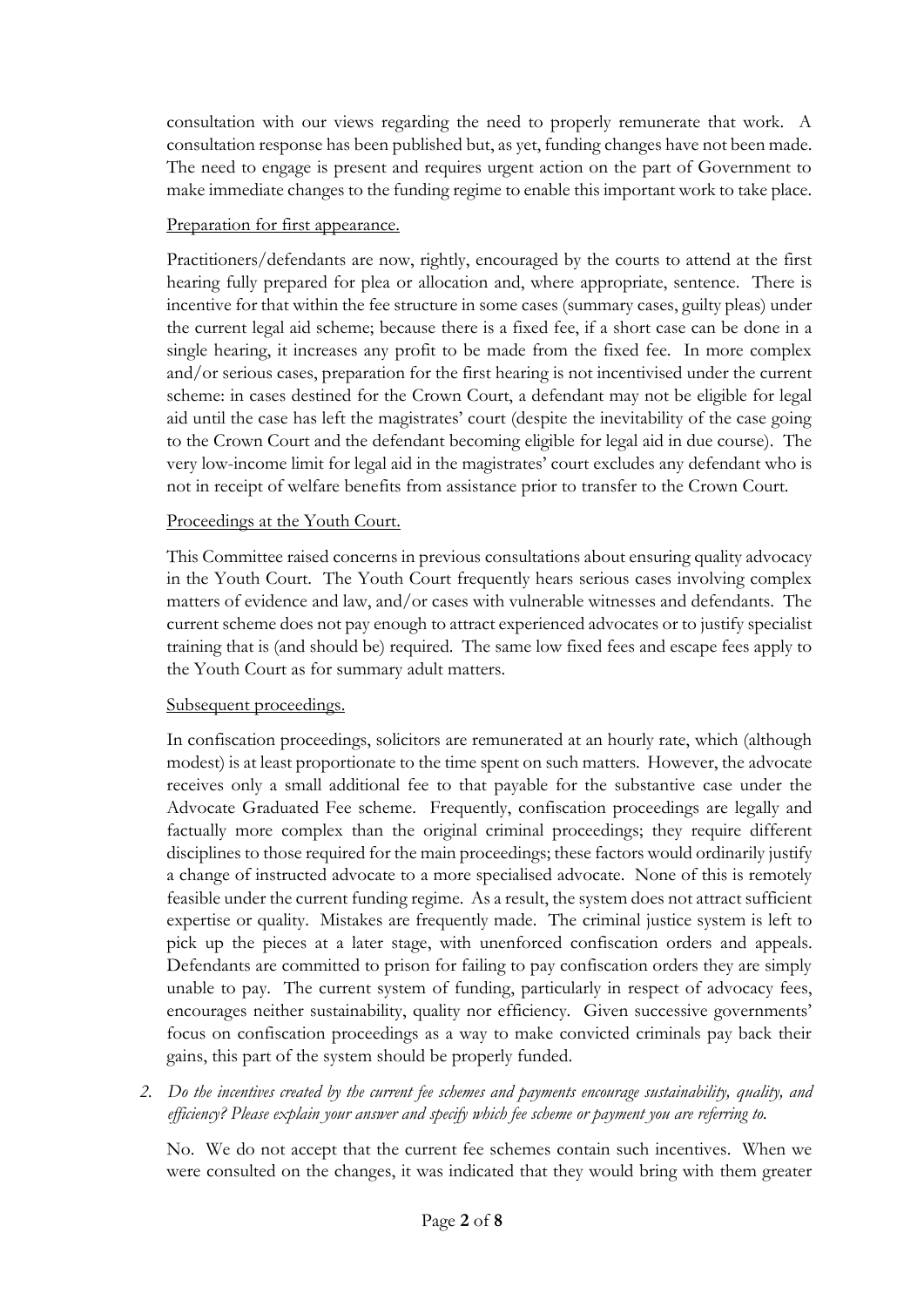consultation with our views regarding the need to properly remunerate that work. A consultation response has been published but, as yet, funding changes have not been made. The need to engage is present and requires urgent action on the part of Government to make immediate changes to the funding regime to enable this important work to take place.

<u>Preparation for first appearance.</u>

Practitioners/defendants are now, rightly, encouraged by the courts to attend at the first hearing fully prepared for plea or allocation and, where appropriate, sentence. There is incentive for that within the fee structure in some cases (summary cases, guilty pleas) under the current legal aid scheme; because there is a fixed fee, if a short case can be done in a single hearing, it increases any profit to be made from the fixed fee. In more complex and/or serious cases, preparation for the first hearing is not incentivised under the current scheme: in cases destined for the Crown Court, a defendant may not be eligible for legal aid until the case has left the magistrates' court (despite the inevitability of the case going to the Crown Court and the defendant becoming eligible for legal aid in due course). The very low-income limit for legal aid in the magistrates' court excludes any defendant who is not in receipt of welfare benefits from assistance prior to transfer to the Crown Court.

<u>Proceedings at the Youth Court.</u>

This Committee raised concerns in previous consultations about ensuring quality advocacy in the Youth Court. The Youth Court frequently hears serious cases involving complex matters of evidence and law, and/or cases with vulnerable witnesses and defendants. The current scheme does not pay enough to attract experienced advocates or to justify specialist training that is (and should be) required. The same low fixed fees and escape fees apply to the Youth Court as for summary adult matters.

<u>Subsequent proceedings.</u>

In confiscation proceedings, solicitors are remunerated at an hourly rate, which (although modest) is at least proportionate to the time spent on such matters. However, the advocate receives only a small additional fee to that payable for the substantive case under the Advocate Graduated Fee scheme. Frequently, confiscation proceedings are legally and factually more complex than the original criminal proceedings; they require different disciplines to those required for the main proceedings; these factors would ordinarily justify a change of instructed advocate to a more specialised advocate. None of this is remotely feasible under the current funding regime. As a result, the system does not attract sufficient expertise or quality. Mistakes are frequently made. The criminal justice system is left to pick up the pieces at a later stage, with unenforced confiscation orders and appeals. Defendants are committed to prison for failing to pay confiscation orders they are simply unable to pay. The current system of funding, particularly in respect of advocacy fees, encourages neither sustainability, quality nor efficiency. Given successive governments' focus on confiscation proceedings as a way to make convicted criminals pay back their gains, this part of the system should be properly funded.

2. *Do the incentives created by the current fee schemes and payments encourage sustainability, quality, and efficiency? Please explain your answer and specify which fee scheme or payment you are referring to.*

   No. We do not accept that the current fee schemes contain such incentives. When we were consulted on the changes, it was indicated that they would bring with them greater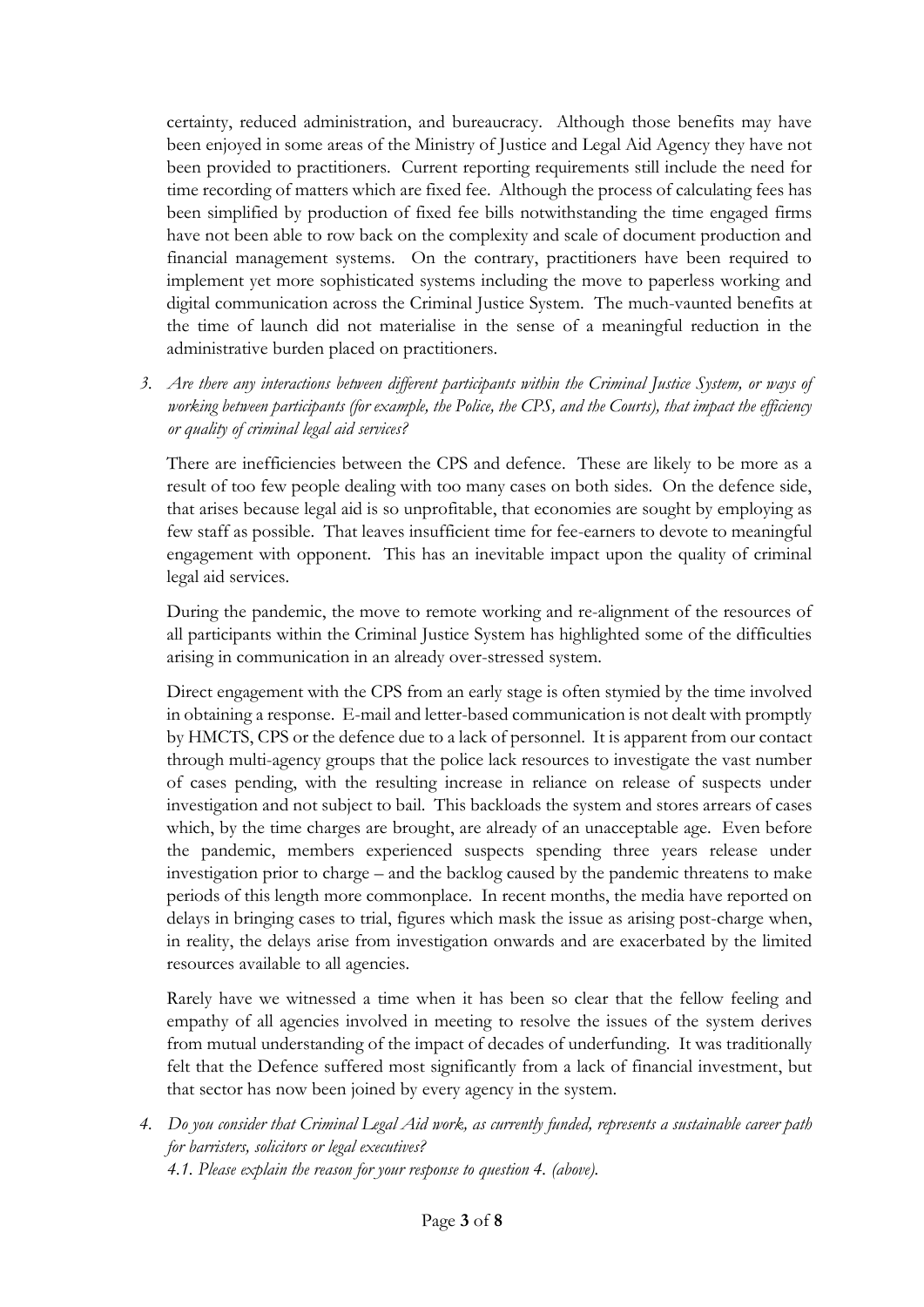certainty, reduced administration, and bureaucracy. Although those benefits may have been enjoyed in some areas of the Ministry of Justice and Legal Aid Agency they have not been provided to practitioners. Current reporting requirements still include the need for time recording of matters which are fixed fee. Although the process of calculating fees has been simplified by production of fixed fee bills notwithstanding the time engaged firms have not been able to row back on the complexity and scale of document production and financial management systems. On the contrary, practitioners have been required to implement yet more sophisticated systems including the move to paperless working and digital communication across the Criminal Justice System. The much-vaunted benefits at the time of launch did not materialise in the sense of a meaningful reduction in the administrative burden placed on practitioners.

3. *Are there any interactions between different participants within the Criminal Justice System, or ways of working between participants (for example, the Police, the CPS, and the Courts), that impact the efficiency or quality of criminal legal aid services?*

   There are inefficiencies between the CPS and defence. These are likely to be more as a result of too few people dealing with too many cases on both sides. On the defence side, that arises because legal aid is so unprofitable, that economies are sought by employing as few staff as possible. That leaves insufficient time for fee-earners to devote to meaningful engagement with opponent. This has an inevitable impact upon the quality of criminal legal aid services.

   During the pandemic, the move to remote working and re-alignment of the resources of all participants within the Criminal Justice System has highlighted some of the difficulties arising in communication in an already over-stressed system.

   Direct engagement with the CPS from an early stage is often stymied by the time involved in obtaining a response. E-mail and letter-based communication is not dealt with promptly by HMCTS, CPS or the defence due to a lack of personnel. It is apparent from our contact through multi-agency groups that the police lack resources to investigate the vast number of cases pending, with the resulting increase in reliance on release of suspects under investigation and not subject to bail. This backloads the system and stores arrears of cases which, by the time charges are brought, are already of an unacceptable age. Even before the pandemic, members experienced suspects spending three years release under investigation prior to charge – and the backlog caused by the pandemic threatens to make periods of this length more commonplace. In recent months, the media have reported on delays in bringing cases to trial, figures which mask the issue as arising post-charge when, in reality, the delays arise from investigation onwards and are exacerbated by the limited resources available to all agencies.

   Rarely have we witnessed a time when it has been so clear that the fellow feeling and empathy of all agencies involved in meeting to resolve the issues of the system derives from mutual understanding of the impact of decades of underfunding. It was traditionally felt that the Defence suffered most significantly from a lack of financial investment, but that sector has now been joined by every agency in the system.

4. *Do you consider that Criminal Legal Aid work, as currently funded, represents a sustainable career path for barristers, solicitors or legal executives?*

   *4.1. Please explain the reason for your response to question 4. (above).*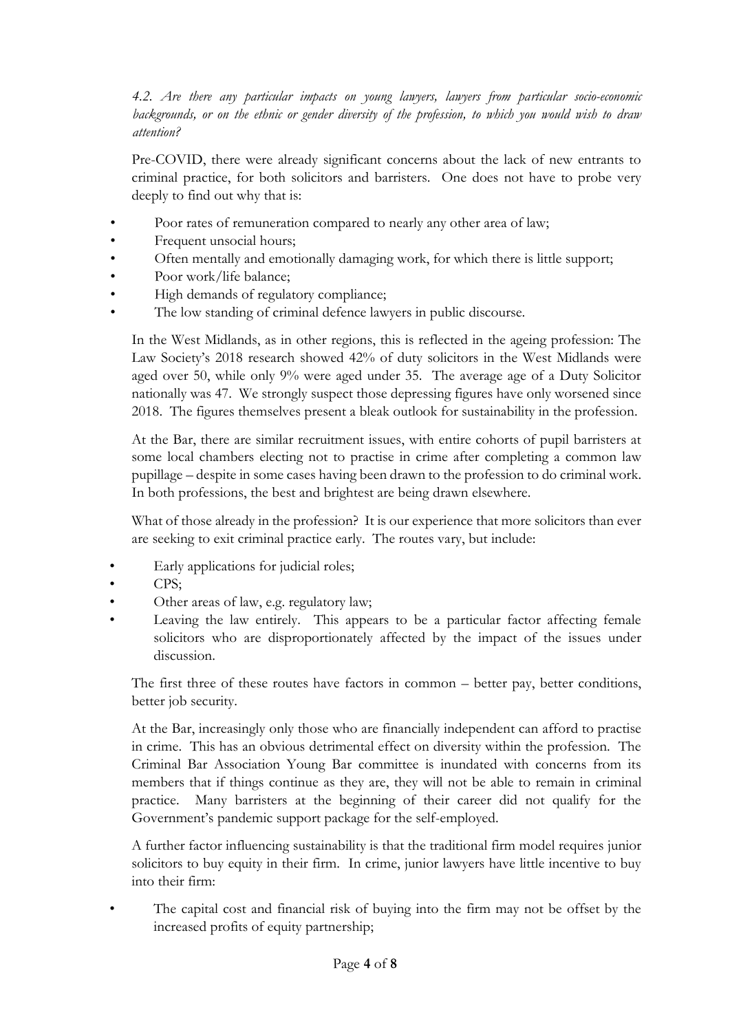*4.2. Are there any particular impacts on young lawyers, lawyers from particular socio-economic backgrounds, or on the ethnic or gender diversity of the profession, to which you would wish to draw attention?*

Pre-COVID, there were already significant concerns about the lack of new entrants to criminal practice, for both solicitors and barristers. One does not have to probe very deeply to find out why that is:

- Poor rates of remuneration compared to nearly any other area of law;
- Frequent unsocial hours;
- Often mentally and emotionally damaging work, for which there is little support;
- Poor work/life balance;
- High demands of regulatory compliance;
- The low standing of criminal defence lawyers in public discourse.

In the West Midlands, as in other regions, this is reflected in the ageing profession: The Law Society's 2018 research showed 42% of duty solicitors in the West Midlands were aged over 50, while only 9% were aged under 35. The average age of a Duty Solicitor nationally was 47. We strongly suspect those depressing figures have only worsened since 2018. The figures themselves present a bleak outlook for sustainability in the profession.

At the Bar, there are similar recruitment issues, with entire cohorts of pupil barristers at some local chambers electing not to practise in crime after completing a common law pupillage – despite in some cases having been drawn to the profession to do criminal work. In both professions, the best and brightest are being drawn elsewhere.

What of those already in the profession? It is our experience that more solicitors than ever are seeking to exit criminal practice early. The routes vary, but include:

- Early applications for judicial roles;
- CPS;
- Other areas of law, e.g. regulatory law;
- Leaving the law entirely. This appears to be a particular factor affecting female solicitors who are disproportionately affected by the impact of the issues under discussion.

The first three of these routes have factors in common – better pay, better conditions, better job security.

At the Bar, increasingly only those who are financially independent can afford to practise in crime. This has an obvious detrimental effect on diversity within the profession. The Criminal Bar Association Young Bar committee is inundated with concerns from its members that if things continue as they are, they will not be able to remain in criminal practice. Many barristers at the beginning of their career did not qualify for the Government's pandemic support package for the self-employed.

A further factor influencing sustainability is that the traditional firm model requires junior solicitors to buy equity in their firm. In crime, junior lawyers have little incentive to buy into their firm:

- The capital cost and financial risk of buying into the firm may not be offset by the increased profits of equity partnership;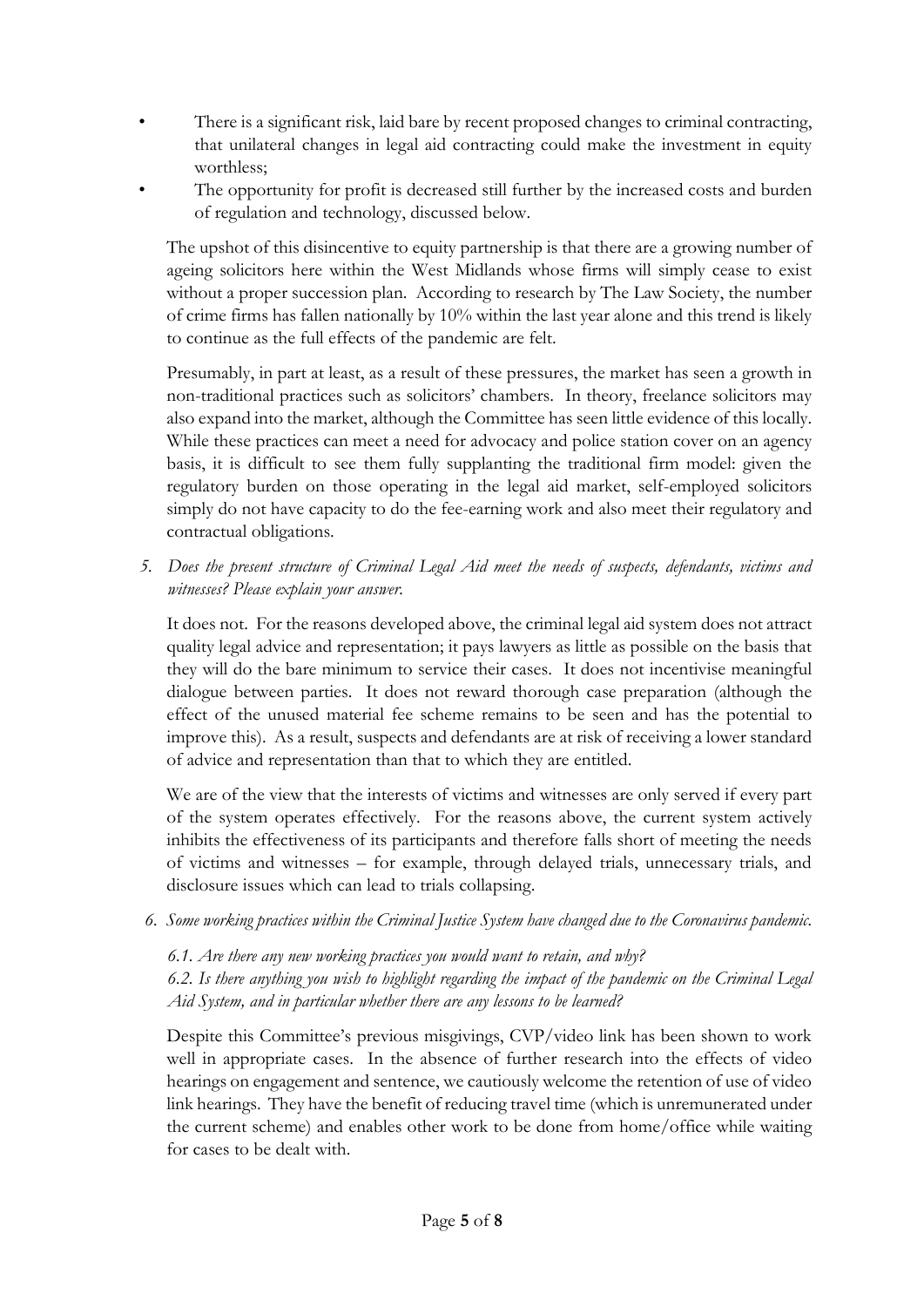- There is a significant risk, laid bare by recent proposed changes to criminal contracting, that unilateral changes in legal aid contracting could make the investment in equity worthless;
- The opportunity for profit is decreased still further by the increased costs and burden of regulation and technology, discussed below.

The upshot of this disincentive to equity partnership is that there are a growing number of ageing solicitors here within the West Midlands whose firms will simply cease to exist without a proper succession plan. According to research by The Law Society, the number of crime firms has fallen nationally by 10% within the last year alone and this trend is likely to continue as the full effects of the pandemic are felt.

Presumably, in part at least, as a result of these pressures, the market has seen a growth in non-traditional practices such as solicitors' chambers. In theory, freelance solicitors may also expand into the market, although the Committee has seen little evidence of this locally. While these practices can meet a need for advocacy and police station cover on an agency basis, it is difficult to see them fully supplanting the traditional firm model: given the regulatory burden on those operating in the legal aid market, self-employed solicitors simply do not have capacity to do the fee-earning work and also meet their regulatory and contractual obligations.

*5. Does the present structure of Criminal Legal Aid meet the needs of suspects, defendants, victims and witnesses? Please explain your answer.*

It does not. For the reasons developed above, the criminal legal aid system does not attract quality legal advice and representation; it pays lawyers as little as possible on the basis that they will do the bare minimum to service their cases. It does not incentivise meaningful dialogue between parties. It does not reward thorough case preparation (although the effect of the unused material fee scheme remains to be seen and has the potential to improve this). As a result, suspects and defendants are at risk of receiving a lower standard of advice and representation than that to which they are entitled.

We are of the view that the interests of victims and witnesses are only served if every part of the system operates effectively. For the reasons above, the current system actively inhibits the effectiveness of its participants and therefore falls short of meeting the needs of victims and witnesses – for example, through delayed trials, unnecessary trials, and disclosure issues which can lead to trials collapsing.

*6. Some working practices within the Criminal Justice System have changed due to the Coronavirus pandemic.*

*6.1. Are there any new working practices you would want to retain, and why?*
*6.2. Is there anything you wish to highlight regarding the impact of the pandemic on the Criminal Legal Aid System, and in particular whether there are any lessons to be learned?*

Despite this Committee's previous misgivings, CVP/video link has been shown to work well in appropriate cases. In the absence of further research into the effects of video hearings on engagement and sentence, we cautiously welcome the retention of use of video link hearings. They have the benefit of reducing travel time (which is unremunerated under the current scheme) and enables other work to be done from home/office while waiting for cases to be dealt with.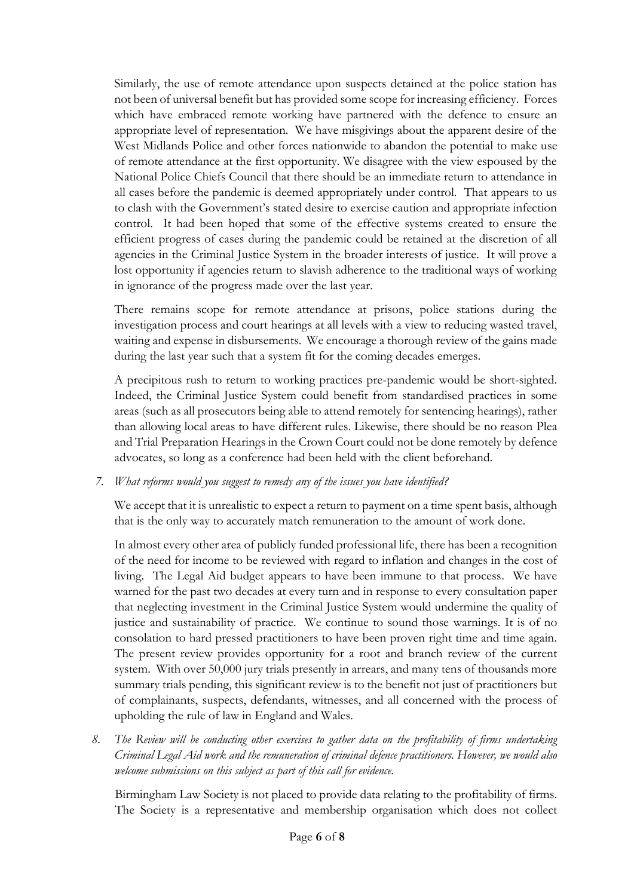Similarly, the use of remote attendance upon suspects detained at the police station has not been of universal benefit but has provided some scope for increasing efficiency. Forces which have embraced remote working have partnered with the defence to ensure an appropriate level of representation. We have misgivings about the apparent desire of the West Midlands Police and other forces nationwide to abandon the potential to make use of remote attendance at the first opportunity. We disagree with the view espoused by the National Police Chiefs Council that there should be an immediate return to attendance in all cases before the pandemic is deemed appropriately under control. That appears to us to clash with the Government's stated desire to exercise caution and appropriate infection control. It had been hoped that some of the effective systems created to ensure the efficient progress of cases during the pandemic could be retained at the discretion of all agencies in the Criminal Justice System in the broader interests of justice. It will prove a lost opportunity if agencies return to slavish adherence to the traditional ways of working in ignorance of the progress made over the last year.

There remains scope for remote attendance at prisons, police stations during the investigation process and court hearings at all levels with a view to reducing wasted travel, waiting and expense in disbursements. We encourage a thorough review of the gains made during the last year such that a system fit for the coming decades emerges.

A precipitous rush to return to working practices pre-pandemic would be short-sighted. Indeed, the Criminal Justice System could benefit from standardised practices in some areas (such as all prosecutors being able to attend remotely for sentencing hearings), rather than allowing local areas to have different rules. Likewise, there should be no reason Plea and Trial Preparation Hearings in the Crown Court could not be done remotely by defence advocates, so long as a conference had been held with the client beforehand.

7. *What reforms would you suggest to remedy any of the issues you have identified?*

We accept that it is unrealistic to expect a return to payment on a time spent basis, although that is the only way to accurately match remuneration to the amount of work done.

In almost every other area of publicly funded professional life, there has been a recognition of the need for income to be reviewed with regard to inflation and changes in the cost of living. The Legal Aid budget appears to have been immune to that process. We have warned for the past two decades at every turn and in response to every consultation paper that neglecting investment in the Criminal Justice System would undermine the quality of justice and sustainability of practice. We continue to sound those warnings. It is of no consolation to hard pressed practitioners to have been proven right time and time again. The present review provides opportunity for a root and branch review of the current system. With over 50,000 jury trials presently in arrears, and many tens of thousands more summary trials pending, this significant review is to the benefit not just of practitioners but of complainants, suspects, defendants, witnesses, and all concerned with the process of upholding the rule of law in England and Wales.

8. *The Review will be conducting other exercises to gather data on the profitability of firms undertaking Criminal Legal Aid work and the remuneration of criminal defence practitioners. However, we would also welcome submissions on this subject as part of this call for evidence.*

Birmingham Law Society is not placed to provide data relating to the profitability of firms. The Society is a representative and membership organisation which does not collect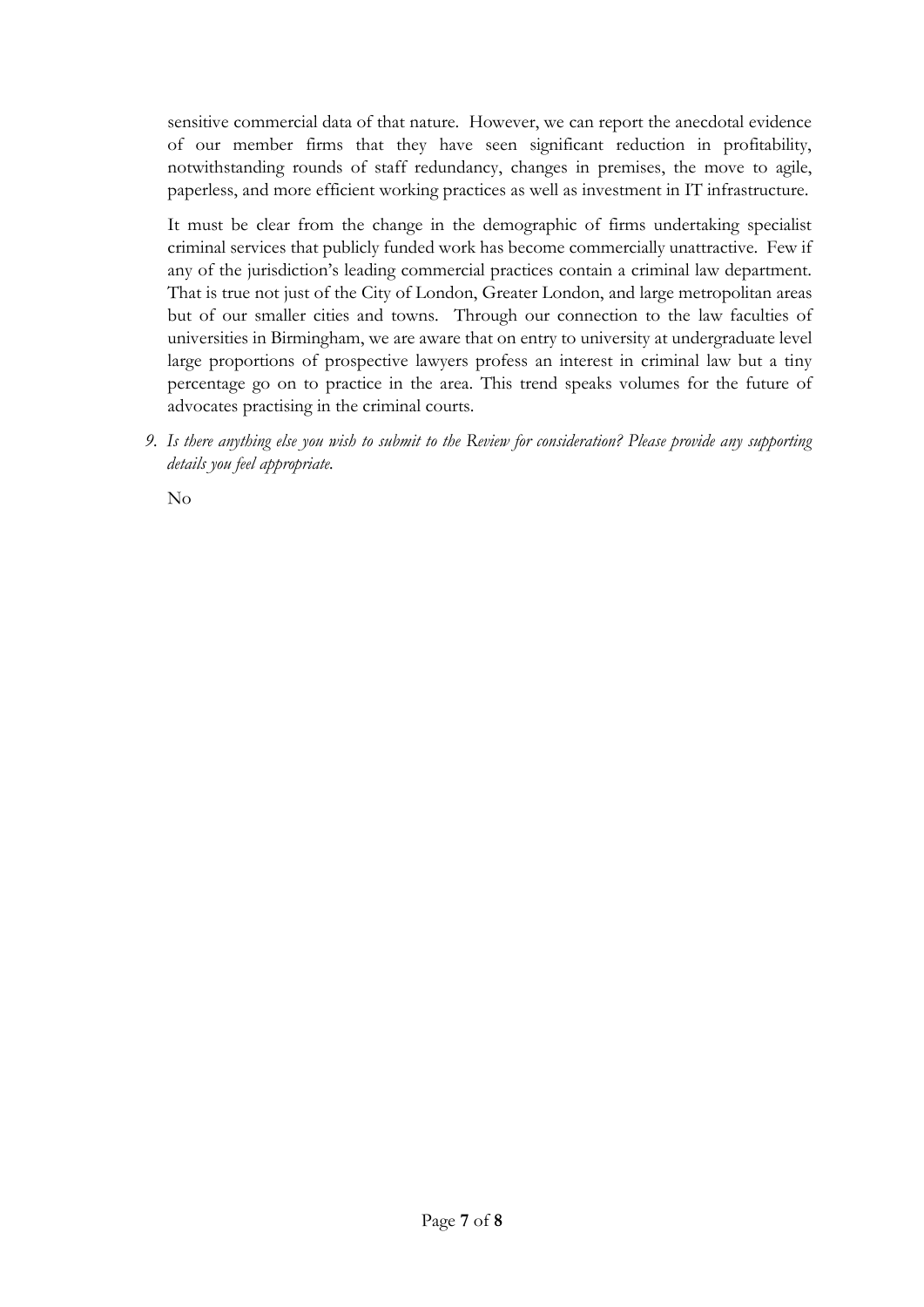sensitive commercial data of that nature. However, we can report the anecdotal evidence of our member firms that they have seen significant reduction in profitability, notwithstanding rounds of staff redundancy, changes in premises, the move to agile, paperless, and more efficient working practices as well as investment in IT infrastructure.

It must be clear from the change in the demographic of firms undertaking specialist criminal services that publicly funded work has become commercially unattractive. Few if any of the jurisdiction's leading commercial practices contain a criminal law department. That is true not just of the City of London, Greater London, and large metropolitan areas but of our smaller cities and towns. Through our connection to the law faculties of universities in Birmingham, we are aware that on entry to university at undergraduate level large proportions of prospective lawyers profess an interest in criminal law but a tiny percentage go on to practice in the area. This trend speaks volumes for the future of advocates practising in the criminal courts.

9. *Is there anything else you wish to submit to the Review for consideration? Please provide any supporting details you feel appropriate.*

   No